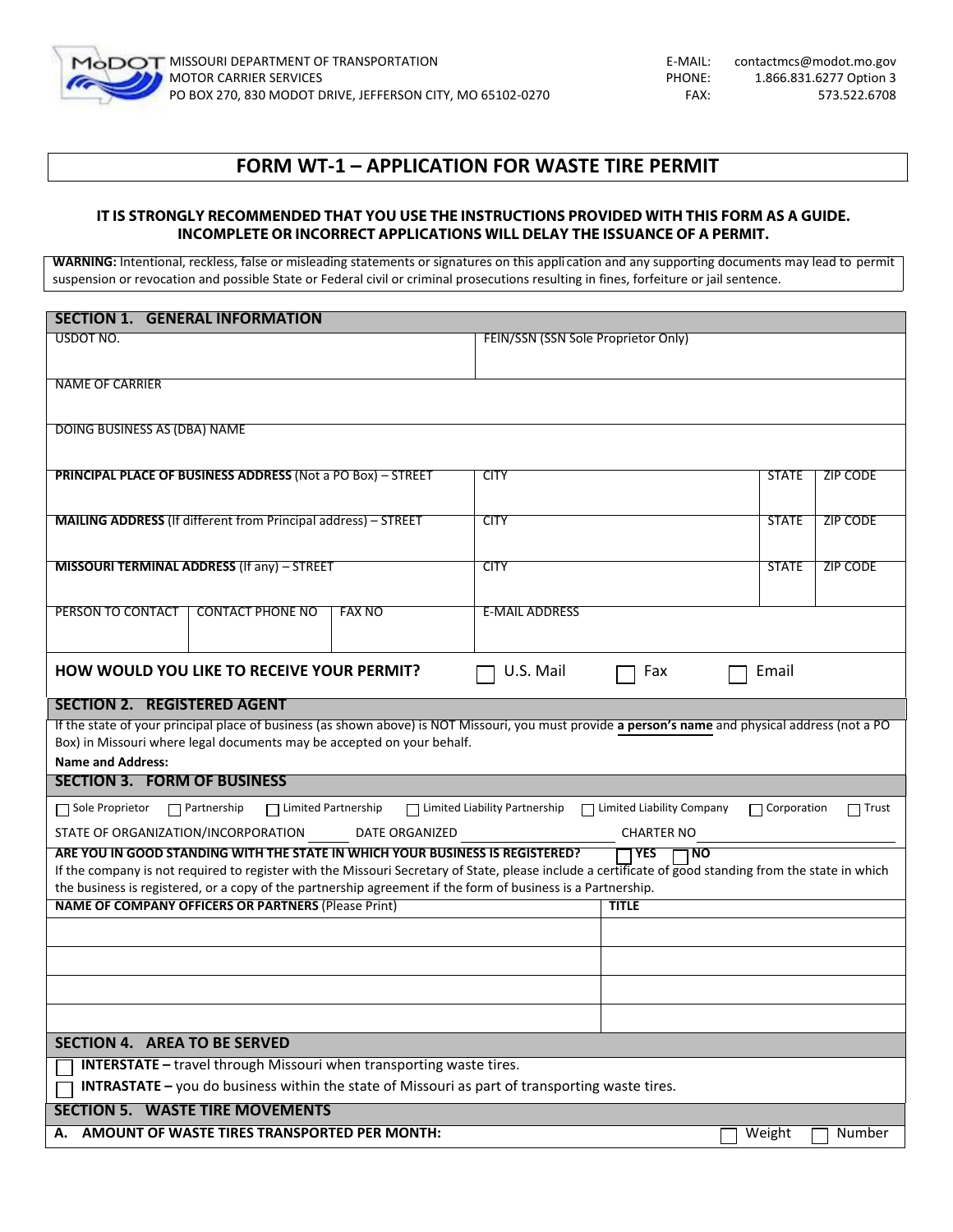MISSOURI DEPARTMENT OF TRANSPORTATION
MOTOR CARRIER SERVICES
PO BOX 270, 830 MODOT DRIVE, JEFFERSON CITY, MO 65102-0270

E-MAIL: contactmcs@modot.mo.gov
PHONE: 1.866.831.6277 Option 3
FAX: 573.522.6708

# FORM WT-1 – APPLICATION FOR WASTE TIRE PERMIT

**IT IS STRONGLY RECOMMENDED THAT YOU USE THE INSTRUCTIONS PROVIDED WITH THIS FORM AS A GUIDE. INCOMPLETE OR INCORRECT APPLICATIONS WILL DELAY THE ISSUANCE OF A PERMIT.**

**WARNING:** Intentional, reckless, false or misleading statements or signatures on this application and any supporting documents may lead to permit suspension or revocation and possible State or Federal civil or criminal prosecutions resulting in fines, forfeiture or jail sentence.

## SECTION 1. GENERAL INFORMATION

| USDOT NO. | FEIN/SSN (SSN Sole Proprietor Only) | | |
|---|---|---|---|
| NAME OF CARRIER | | | |
| DOING BUSINESS AS (DBA) NAME | | | |
| **PRINCIPAL PLACE OF BUSINESS ADDRESS** (Not a PO Box) – STREET | CITY | STATE | ZIP CODE |
| **MAILING ADDRESS** (If different from Principal address) – STREET | CITY | STATE | ZIP CODE |
| **MISSOURI TERMINAL ADDRESS** (If any) – STREET | CITY | STATE | ZIP CODE |

| PERSON TO CONTACT | CONTACT PHONE NO | FAX NO | E-MAIL ADDRESS |
|---|---|---|---|
| | | | |

**HOW WOULD YOU LIKE TO RECEIVE YOUR PERMIT?** ☐ U.S. Mail ☐ Fax ☐ Email

## SECTION 2. REGISTERED AGENT

If the state of your principal place of business (as shown above) is NOT Missouri, you must provide **a person's name** and physical address (not a PO Box) in Missouri where legal documents may be accepted on your behalf.

**Name and Address:**

## SECTION 3. FORM OF BUSINESS

☐ Sole Proprietor ☐ Partnership ☐ Limited Partnership ☐ Limited Liability Partnership ☐ Limited Liability Company ☐ Corporation ☐ Trust

STATE OF ORGANIZATION/INCORPORATION ______ DATE ORGANIZED ______ CHARTER NO ______

**ARE YOU IN GOOD STANDING WITH THE STATE IN WHICH YOUR BUSINESS IS REGISTERED?** ☐ **YES** ☐ **NO**

If the company is not required to register with the Missouri Secretary of State, please include a certificate of good standing from the state in which the business is registered, or a copy of the partnership agreement if the form of business is a Partnership.

| **NAME OF COMPANY OFFICERS OR PARTNERS** (Please Print) | **TITLE** |
|---|---|
| | |
| | |
| | |
| | |

## SECTION 4. AREA TO BE SERVED

☐ **INTERSTATE –** travel through Missouri when transporting waste tires.

☐ **INTRASTATE –** you do business within the state of Missouri as part of transporting waste tires.

## SECTION 5. WASTE TIRE MOVEMENTS

**A. AMOUNT OF WASTE TIRES TRANSPORTED PER MONTH:** ☐ Weight ☐ Number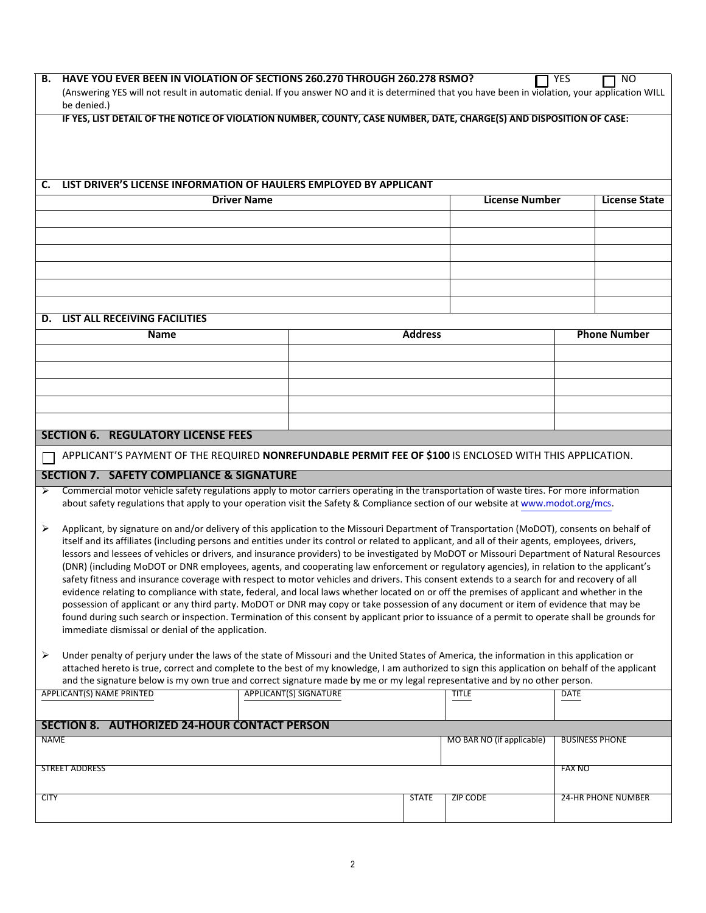**B. HAVE YOU EVER BEEN IN VIOLATION OF SECTIONS 260.270 THROUGH 260.278 RSMO?** ☐ YES ☐ NO

(Answering YES will not result in automatic denial. If you answer NO and it is determined that you have been in violation, your application WILL be denied.)

**IF YES, LIST DETAIL OF THE NOTICE OF VIOLATION NUMBER, COUNTY, CASE NUMBER, DATE, CHARGE(S) AND DISPOSITION OF CASE:**

**C. LIST DRIVER'S LICENSE INFORMATION OF HAULERS EMPLOYED BY APPLICANT**

| Driver Name | License Number | License State |
|---|---|---|
| | | |
| | | |
| | | |
| | | |
| | | |
| | | |

**D. LIST ALL RECEIVING FACILITIES**

| Name | Address | Phone Number |
|---|---|---|
| | | |
| | | |
| | | |
| | | |
| | | |

## SECTION 6. REGULATORY LICENSE FEES

☐ APPLICANT'S PAYMENT OF THE REQUIRED **NONREFUNDABLE PERMIT FEE OF $100** IS ENCLOSED WITH THIS APPLICATION.

## SECTION 7. SAFETY COMPLIANCE & SIGNATURE

- Commercial motor vehicle safety regulations apply to motor carriers operating in the transportation of waste tires. For more information about safety regulations that apply to your operation visit the Safety & Compliance section of our website at www.modot.org/mcs.

- Applicant, by signature on and/or delivery of this application to the Missouri Department of Transportation (MoDOT), consents on behalf of itself and its affiliates (including persons and entities under its control or related to applicant, and all of their agents, employees, drivers, lessors and lessees of vehicles or drivers, and insurance providers) to be investigated by MoDOT or Missouri Department of Natural Resources (DNR) (including MoDOT or DNR employees, agents, and cooperating law enforcement or regulatory agencies), in relation to the applicant's safety fitness and insurance coverage with respect to motor vehicles and drivers. This consent extends to a search for and recovery of all evidence relating to compliance with state, federal, and local laws whether located on or off the premises of applicant and whether in the possession of applicant or any third party. MoDOT or DNR may copy or take possession of any document or item of evidence that may be found during such search or inspection. Termination of this consent by applicant prior to issuance of a permit to operate shall be grounds for immediate dismissal or denial of the application.

- Under penalty of perjury under the laws of the state of Missouri and the United States of America, the information in this application or attached hereto is true, correct and complete to the best of my knowledge, I am authorized to sign this application on behalf of the applicant and the signature below is my own true and correct signature made by me or my legal representative and by no other person.

| APPLICANT(S) NAME PRINTED | APPLICANT(S) SIGNATURE | TITLE | DATE |
|---|---|---|---|
| | | | |

## SECTION 8. AUTHORIZED 24-HOUR CONTACT PERSON

| NAME | | | MO BAR NO (if applicable) | BUSINESS PHONE |
|---|---|---|---|---|
| STREET ADDRESS | | | | FAX NO |
| CITY | | STATE | ZIP CODE | 24-HR PHONE NUMBER |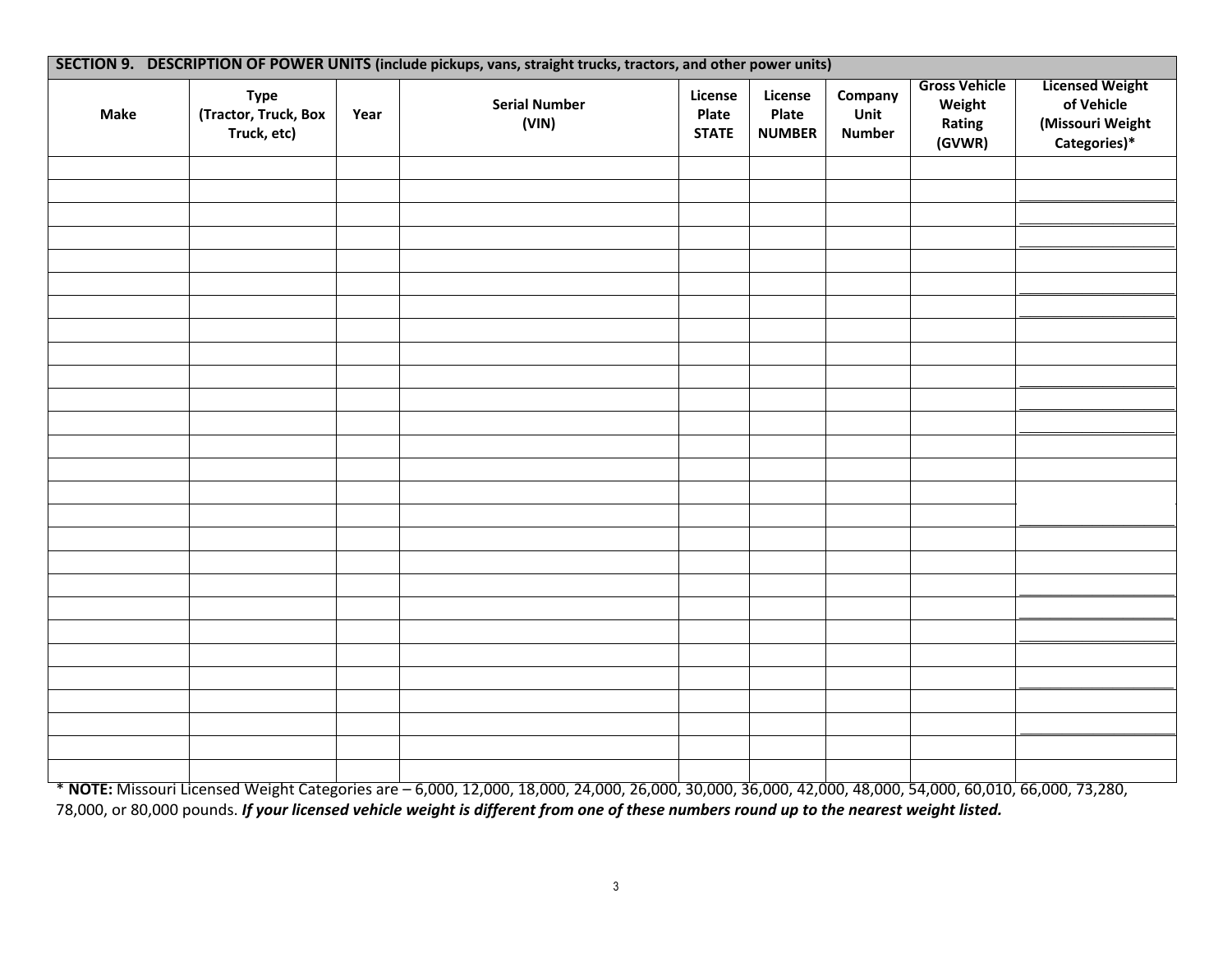**SECTION 9. DESCRIPTION OF POWER UNITS (include pickups, vans, straight trucks, tractors, and other power units)**

| Make | Type (Tractor, Truck, Box Truck, etc) | Year | Serial Number (VIN) | License Plate STATE | License Plate NUMBER | Company Unit Number | Gross Vehicle Weight Rating (GVWR) | Licensed Weight of Vehicle (Missouri Weight Categories)* |
|---|---|---|---|---|---|---|---|---|
| | | | | | | | | |
| | | | | | | | | |
| | | | | | | | | |
| | | | | | | | | |
| | | | | | | | | |
| | | | | | | | | |
| | | | | | | | | |
| | | | | | | | | |
| | | | | | | | | |
| | | | | | | | | |
| | | | | | | | | |
| | | | | | | | | |
| | | | | | | | | |
| | | | | | | | | |
| | | | | | | | | |
| | | | | | | | | |
| | | | | | | | | |
| | | | | | | | | |
| | | | | | | | | |
| | | | | | | | | |
| | | | | | | | | |
| | | | | | | | | |
| | | | | | | | | |
| | | | | | | | | |
| | | | | | | | | |
| | | | | | | | | |

\* **NOTE:** Missouri Licensed Weight Categories are – 6,000, 12,000, 18,000, 24,000, 26,000, 30,000, 36,000, 42,000, 48,000, 54,000, 60,010, 66,000, 73,280, 78,000, or 80,000 pounds. ***If your licensed vehicle weight is different from one of these numbers round up to the nearest weight listed.***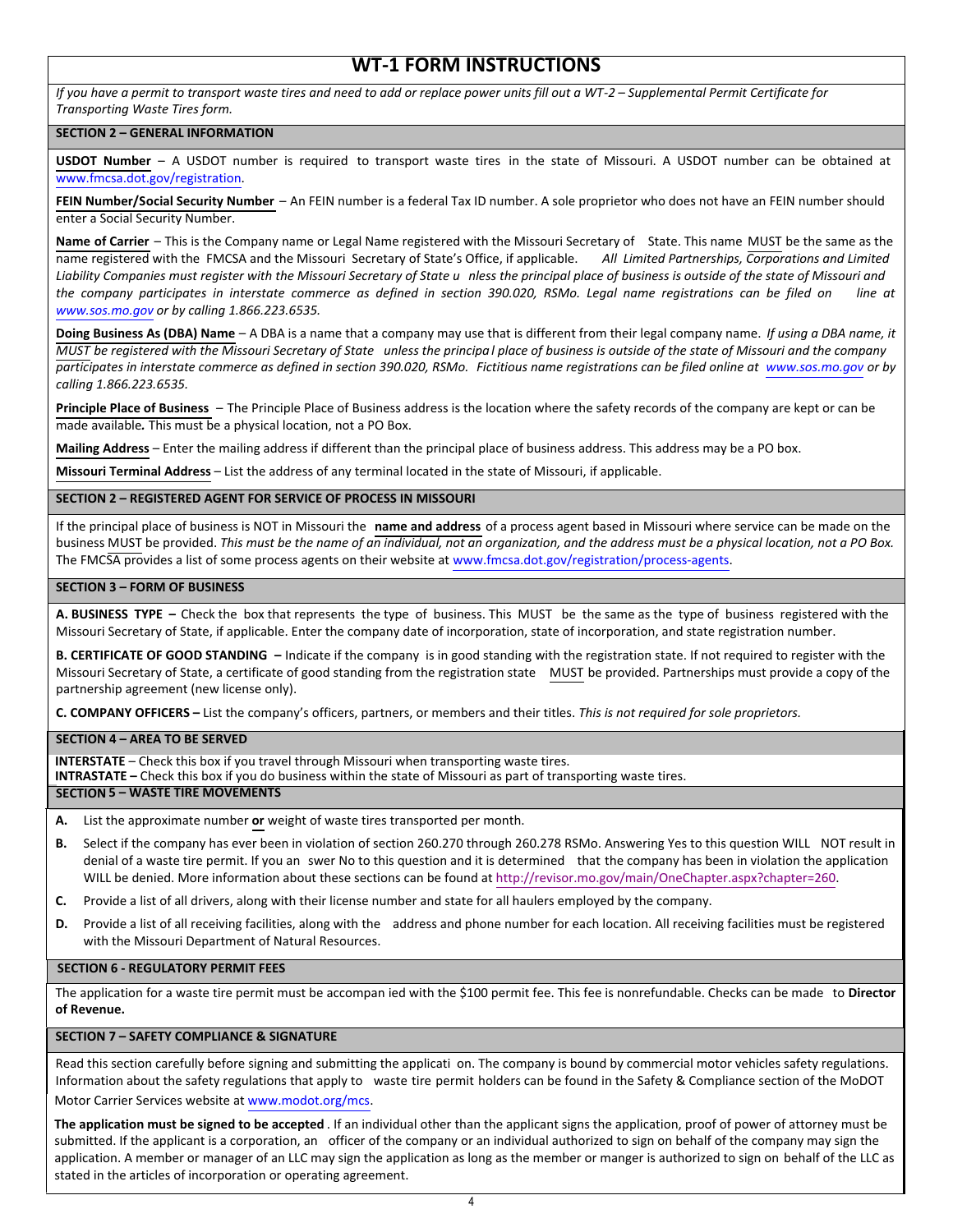# WT-1 FORM INSTRUCTIONS

*If you have a permit to transport waste tires and need to add or replace power units fill out a WT-2 – Supplemental Permit Certificate for Transporting Waste Tires form.*

## SECTION 2 – GENERAL INFORMATION

**USDOT Number** – A USDOT number is required to transport waste tires in the state of Missouri. A USDOT number can be obtained at www.fmcsa.dot.gov/registration.

**FEIN Number/Social Security Number** – An FEIN number is a federal Tax ID number. A sole proprietor who does not have an FEIN number should enter a Social Security Number.

**Name of Carrier** – This is the Company name or Legal Name registered with the Missouri Secretary of State. This name MUST be the same as the name registered with the FMCSA and the Missouri Secretary of State's Office, if applicable. *All Limited Partnerships, Corporations and Limited Liability Companies must register with the Missouri Secretary of State unless the principal place of business is outside of the state of Missouri and the company participates in interstate commerce as defined in section 390.020, RSMo. Legal name registrations can be filed on line at www.sos.mo.gov or by calling 1.866.223.6535.*

**Doing Business As (DBA) Name** – A DBA is a name that a company may use that is different from their legal company name. *If using a DBA name, it MUST be registered with the Missouri Secretary of State unless the principal place of business is outside of the state of Missouri and the company participates in interstate commerce as defined in section 390.020, RSMo. Fictitious name registrations can be filed online at www.sos.mo.gov or by calling 1.866.223.6535.*

**Principle Place of Business** – The Principle Place of Business address is the location where the safety records of the company are kept or can be made available. This must be a physical location, not a PO Box.

**Mailing Address** – Enter the mailing address if different than the principal place of business address. This address may be a PO box.

**Missouri Terminal Address** – List the address of any terminal located in the state of Missouri, if applicable.

## SECTION 2 – REGISTERED AGENT FOR SERVICE OF PROCESS IN MISSOURI

If the principal place of business is NOT in Missouri the **name and address** of a process agent based in Missouri where service can be made on the business MUST be provided. *This must be the name of an individual, not an organization, and the address must be a physical location, not a PO Box.* The FMCSA provides a list of some process agents on their website at www.fmcsa.dot.gov/registration/process-agents.

## SECTION 3 – FORM OF BUSINESS

**A. BUSINESS TYPE –** Check the box that represents the type of business. This MUST be the same as the type of business registered with the Missouri Secretary of State, if applicable. Enter the company date of incorporation, state of incorporation, and state registration number.

**B. CERTIFICATE OF GOOD STANDING –** Indicate if the company is in good standing with the registration state. If not required to register with the Missouri Secretary of State, a certificate of good standing from the registration state MUST be provided. Partnerships must provide a copy of the partnership agreement (new license only).

**C. COMPANY OFFICERS –** List the company's officers, partners, or members and their titles. *This is not required for sole proprietors.*

## SECTION 4 – AREA TO BE SERVED

**INTERSTATE** – Check this box if you travel through Missouri when transporting waste tires.
**INTRASTATE –** Check this box if you do business within the state of Missouri as part of transporting waste tires.

## SECTION 5 – WASTE TIRE MOVEMENTS

**A.** List the approximate number **or** weight of waste tires transported per month.

**B.** Select if the company has ever been in violation of section 260.270 through 260.278 RSMo. Answering Yes to this question WILL NOT result in denial of a waste tire permit. If you answer No to this question and it is determined that the company has been in violation the application WILL be denied. More information about these sections can be found at http://revisor.mo.gov/main/OneChapter.aspx?chapter=260.

**C.** Provide a list of all drivers, along with their license number and state for all haulers employed by the company.

**D.** Provide a list of all receiving facilities, along with the address and phone number for each location. All receiving facilities must be registered with the Missouri Department of Natural Resources.

## SECTION 6 - REGULATORY PERMIT FEES

The application for a waste tire permit must be accompanied with the $100 permit fee. This fee is nonrefundable. Checks can be made to **Director of Revenue.**

## SECTION 7 – SAFETY COMPLIANCE & SIGNATURE

Read this section carefully before signing and submitting the application. The company is bound by commercial motor vehicles safety regulations. Information about the safety regulations that apply to waste tire permit holders can be found in the Safety & Compliance section of the MoDOT Motor Carrier Services website at www.modot.org/mcs.

**The application must be signed to be accepted**. If an individual other than the applicant signs the application, proof of power of attorney must be submitted. If the applicant is a corporation, an officer of the company or an individual authorized to sign on behalf of the company may sign the application. A member or manager of an LLC may sign the application as long as the member or manger is authorized to sign on behalf of the LLC as stated in the articles of incorporation or operating agreement.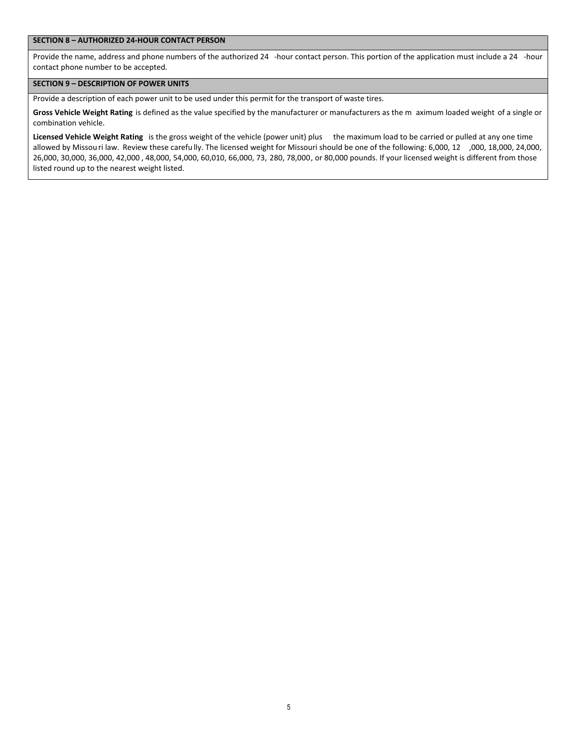## SECTION 8 – AUTHORIZED 24-HOUR CONTACT PERSON

Provide the name, address and phone numbers of the authorized 24-hour contact person. This portion of the application must include a 24-hour contact phone number to be accepted.

## SECTION 9 – DESCRIPTION OF POWER UNITS

Provide a description of each power unit to be used under this permit for the transport of waste tires.

**Gross Vehicle Weight Rating** is defined as the value specified by the manufacturer or manufacturers as the maximum loaded weight of a single or combination vehicle.

**Licensed Vehicle Weight Rating** is the gross weight of the vehicle (power unit) plus the maximum load to be carried or pulled at any one time allowed by Missouri law. Review these carefully. The licensed weight for Missouri should be one of the following: 6,000, 12,000, 18,000, 24,000, 26,000, 30,000, 36,000, 42,000, 48,000, 54,000, 60,010, 66,000, 73,280, 78,000, or 80,000 pounds. If your licensed weight is different from those listed round up to the nearest weight listed.